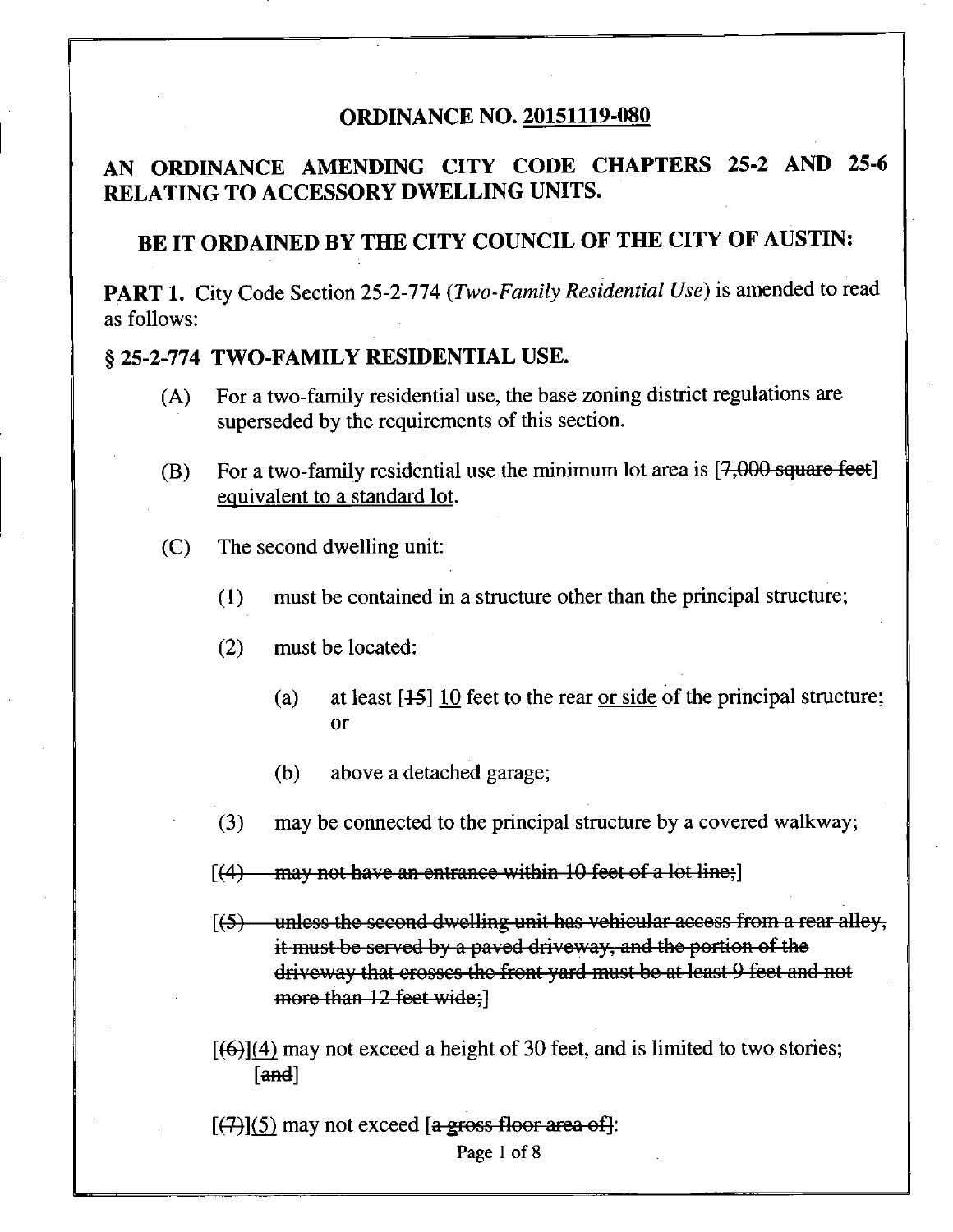## ORDINANCE NO. 20151119-080

## AN ORDINANCE AMENDING CITY CODE CHAPTERS 25-2 AND 25-6 RELATING TO ACCESSORY DWELLING UNITS.

## BE IT ORDAINED BY THE CITY COUNCIL OF THE CITY OF AUSTIN:

**PART 1.** City Code Section 25-2-774 (*Two-Family Residential Use*) is amended to read as follows:

### § 25-2-774 TWO-FAMILY RESIDENTIAL USE.

(A) For a two-family residential use, the base zoning district regulations are superseded by the requirements of this section.

(B) For a two-family residential use the minimum lot area is [~~7,000 square feet~~] <u>equivalent to a standard lot</u>.

(C) The second dwelling unit:

(1) must be contained in a structure other than the principal structure;

(2) must be located:

(a) at least [~~15~~] <u>10</u> feet to the rear <u>or side</u> of the principal structure; or

(b) above a detached garage;

(3) may be connected to the principal structure by a covered walkway;

[~~(4) may not have an entrance within 10 feet of a lot line;~~]

[~~(5) unless the second dwelling unit has vehicular access from a rear alley, it must be served by a paved driveway, and the portion of the driveway that crosses the front yard must be at least 9 feet and not more than 12 feet wide;~~]

[~~(6)~~]<u>(4)</u> may not exceed a height of 30 feet, and is limited to two stories; [~~and~~]

[~~(7)~~]<u>(5)</u> may not exceed [~~a gross floor area of~~]: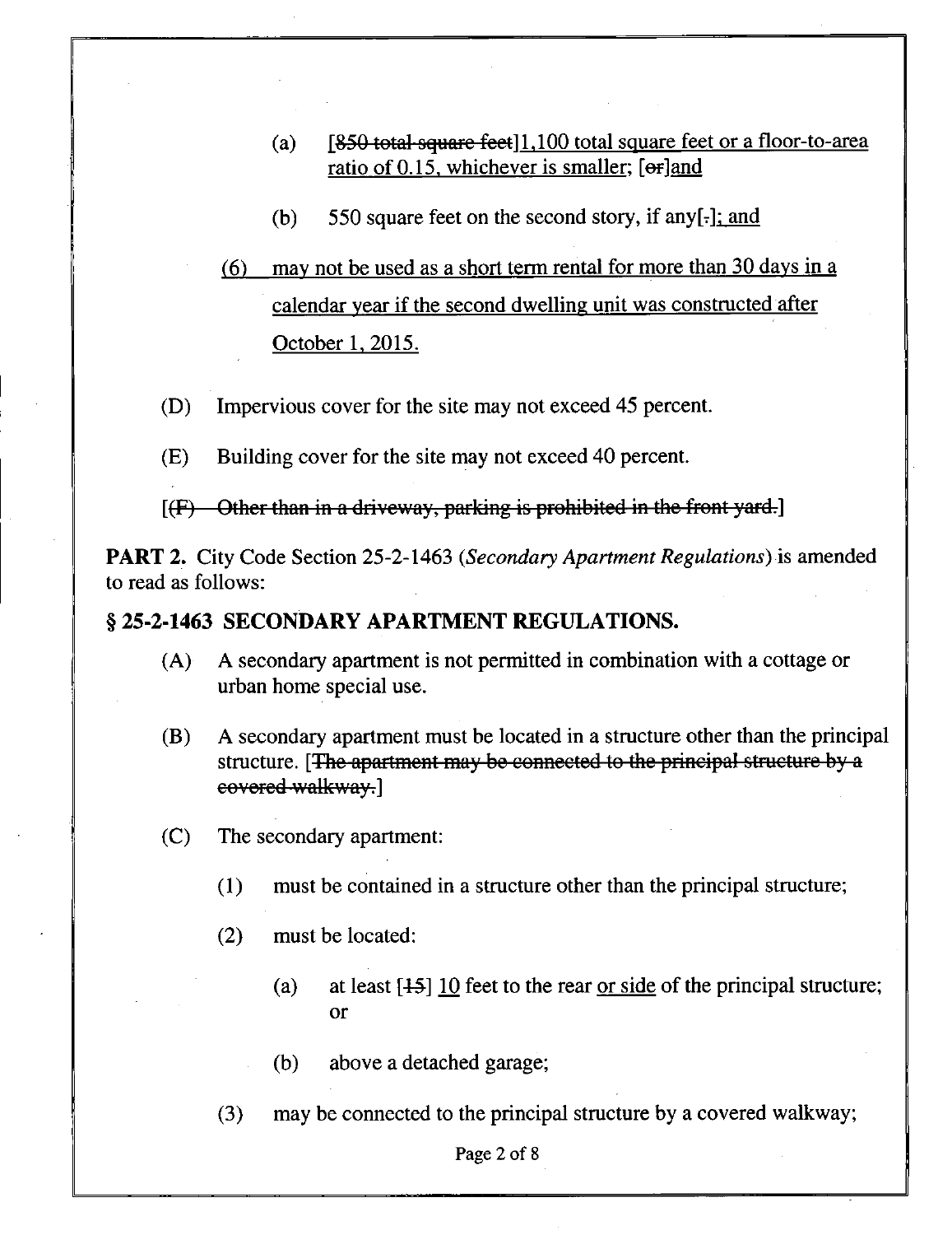(a) [~~850 total square feet~~]<u>1,100 total square feet or a floor-to-area ratio of 0.15, whichever is smaller;</u> [~~or~~]<u>and</u>

(b) 550 square feet on the second story, if any[~~.~~]<u>; and</u>

<u>(6) may not be used as a short term rental for more than 30 days in a calendar year if the second dwelling unit was constructed after October 1, 2015.</u>

(D) Impervious cover for the site may not exceed 45 percent.

(E) Building cover for the site may not exceed 40 percent.

[~~(F) Other than in a driveway, parking is prohibited in the front yard.~~]

**PART 2.** City Code Section 25-2-1463 (*Secondary Apartment Regulations*) is amended to read as follows:

## § 25-2-1463 SECONDARY APARTMENT REGULATIONS.

(A) A secondary apartment is not permitted in combination with a cottage or urban home special use.

(B) A secondary apartment must be located in a structure other than the principal structure. [~~The apartment may be connected to the principal structure by a covered walkway.~~]

(C) The secondary apartment:

(1) must be contained in a structure other than the principal structure;

(2) must be located:

(a) at least [~~15~~] <u>10</u> feet to the rear <u>or side</u> of the principal structure; or

(b) above a detached garage;

(3) may be connected to the principal structure by a covered walkway;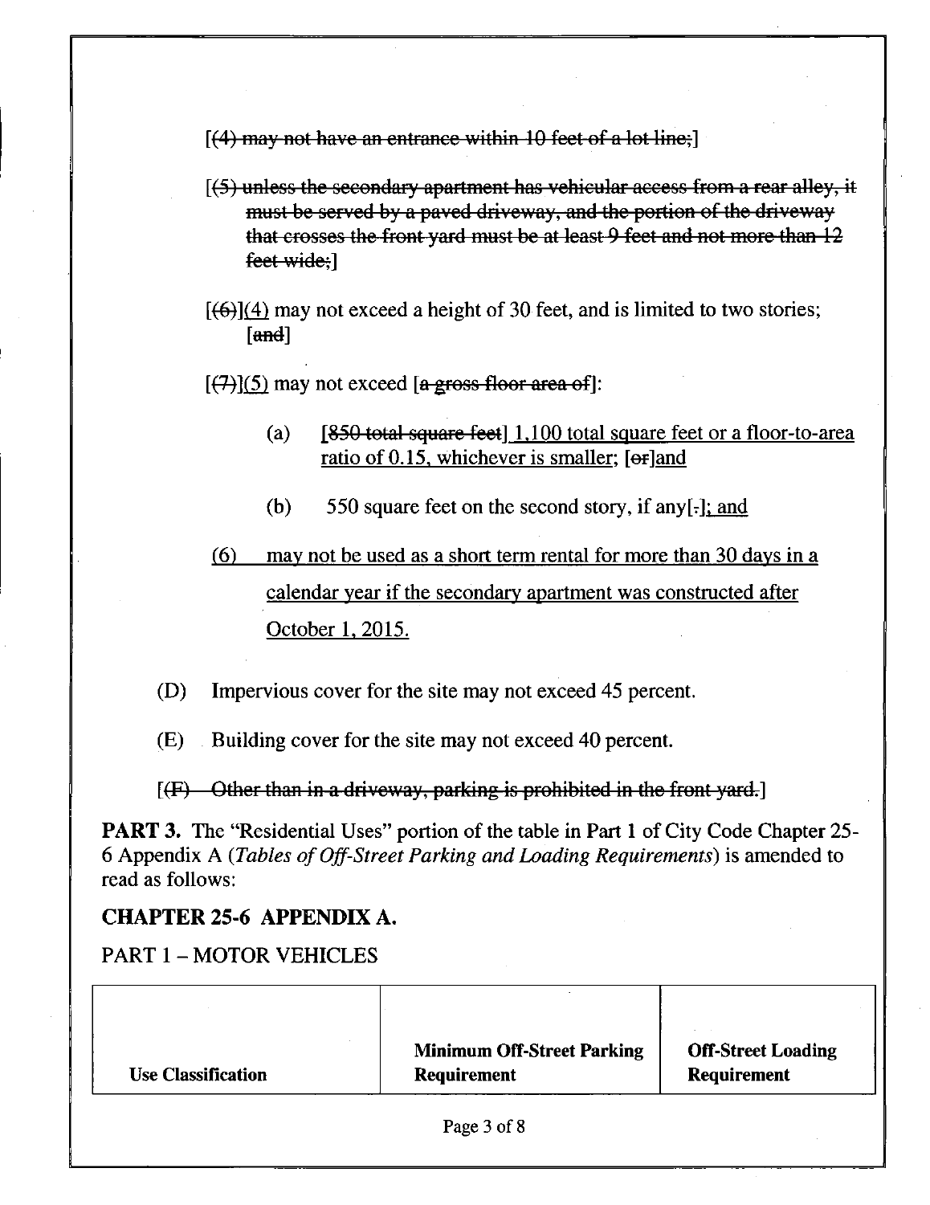[~~(4) may not have an entrance within 10 feet of a lot line;~~]

[~~(5) unless the secondary apartment has vehicular access from a rear alley, it must be served by a paved driveway, and the portion of the driveway that crosses the front yard must be at least 9 feet and not more than 12 feet wide;~~]

[~~(6)~~]<u>(4)</u> may not exceed a height of 30 feet, and is limited to two stories; [~~and~~]

[~~(7)~~]<u>(5)</u> may not exceed [~~a gross floor area of~~]:

(a) [~~850 total square feet~~] <u>1,100 total square feet or a floor-to-area ratio of 0.15, whichever is smaller;</u> [~~or~~]<u>and</u>

(b) 550 square feet on the second story, if any[~~.~~]<u>; and</u>

<u>(6) may not be used as a short term rental for more than 30 days in a calendar year if the secondary apartment was constructed after October 1, 2015.</u>

(D) Impervious cover for the site may not exceed 45 percent.

(E) Building cover for the site may not exceed 40 percent.

[~~(F) Other than in a driveway, parking is prohibited in the front yard.~~]

**PART 3.** The "Residential Uses" portion of the table in Part 1 of City Code Chapter 25-6 Appendix A (*Tables of Off-Street Parking and Loading Requirements*) is amended to read as follows:

## CHAPTER 25-6 APPENDIX A.

PART 1 – MOTOR VEHICLES

| Use Classification | Minimum Off-Street Parking Requirement | Off-Street Loading Requirement |
|---|---|---|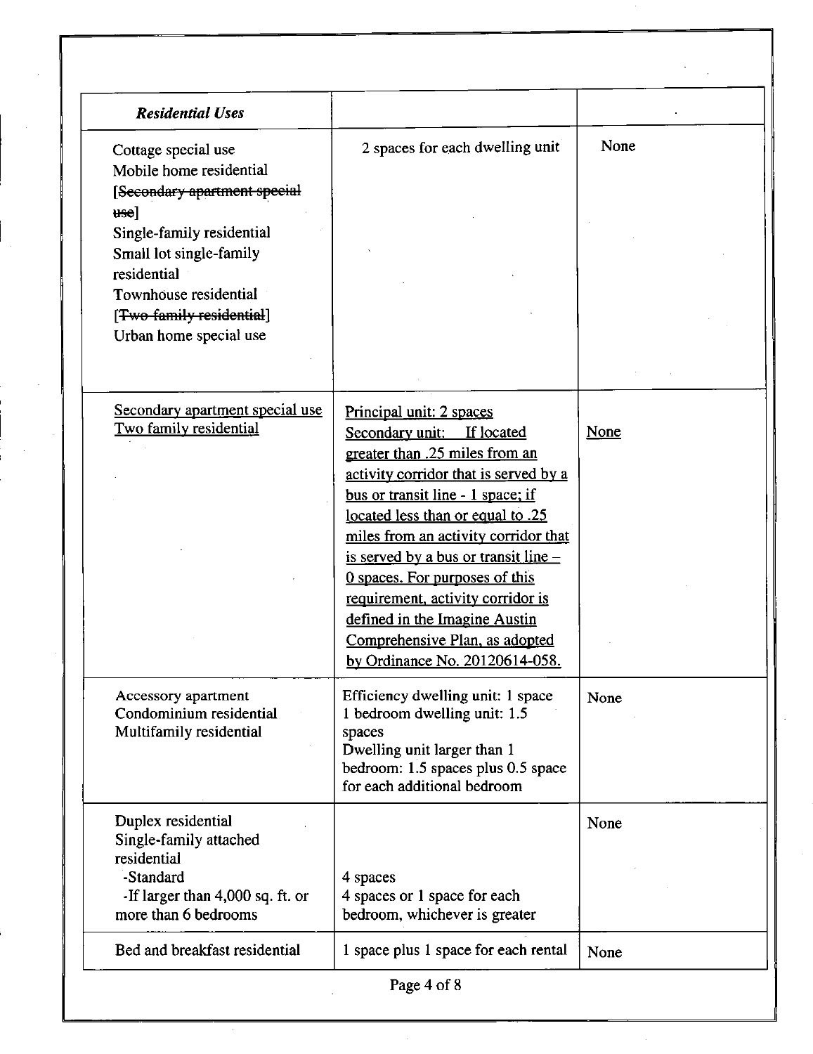| *Residential Uses* | | |
|---|---|---|
| Cottage special use<br>Mobile home residential<br>[~~Secondary apartment special use~~]<br>Single-family residential<br>Small lot single-family residential<br>Townhouse residential<br>[~~Two-family residential~~]<br>Urban home special use | 2 spaces for each dwelling unit | None |
| <u>Secondary apartment special use</u><br><u>Two family residential</u> | <u>Principal unit: 2 spaces</u><br><u>Secondary unit: If located greater than .25 miles from an activity corridor that is served by a bus or transit line - 1 space; if located less than or equal to .25 miles from an activity corridor that is served by a bus or transit line – 0 spaces. For purposes of this requirement, activity corridor is defined in the Imagine Austin Comprehensive Plan, as adopted by Ordinance No. 20120614-058.</u> | <u>None</u> |
| Accessory apartment<br>Condominium residential<br>Multifamily residential | Efficiency dwelling unit: 1 space<br>1 bedroom dwelling unit: 1.5 spaces<br>Dwelling unit larger than 1 bedroom: 1.5 spaces plus 0.5 space for each additional bedroom | None |
| Duplex residential<br>Single-family attached residential<br>-Standard<br>-If larger than 4,000 sq. ft. or more than 6 bedrooms | <br><br><br>4 spaces<br>4 spaces or 1 space for each bedroom, whichever is greater | None |
| Bed and breakfast residential | 1 space plus 1 space for each rental | None |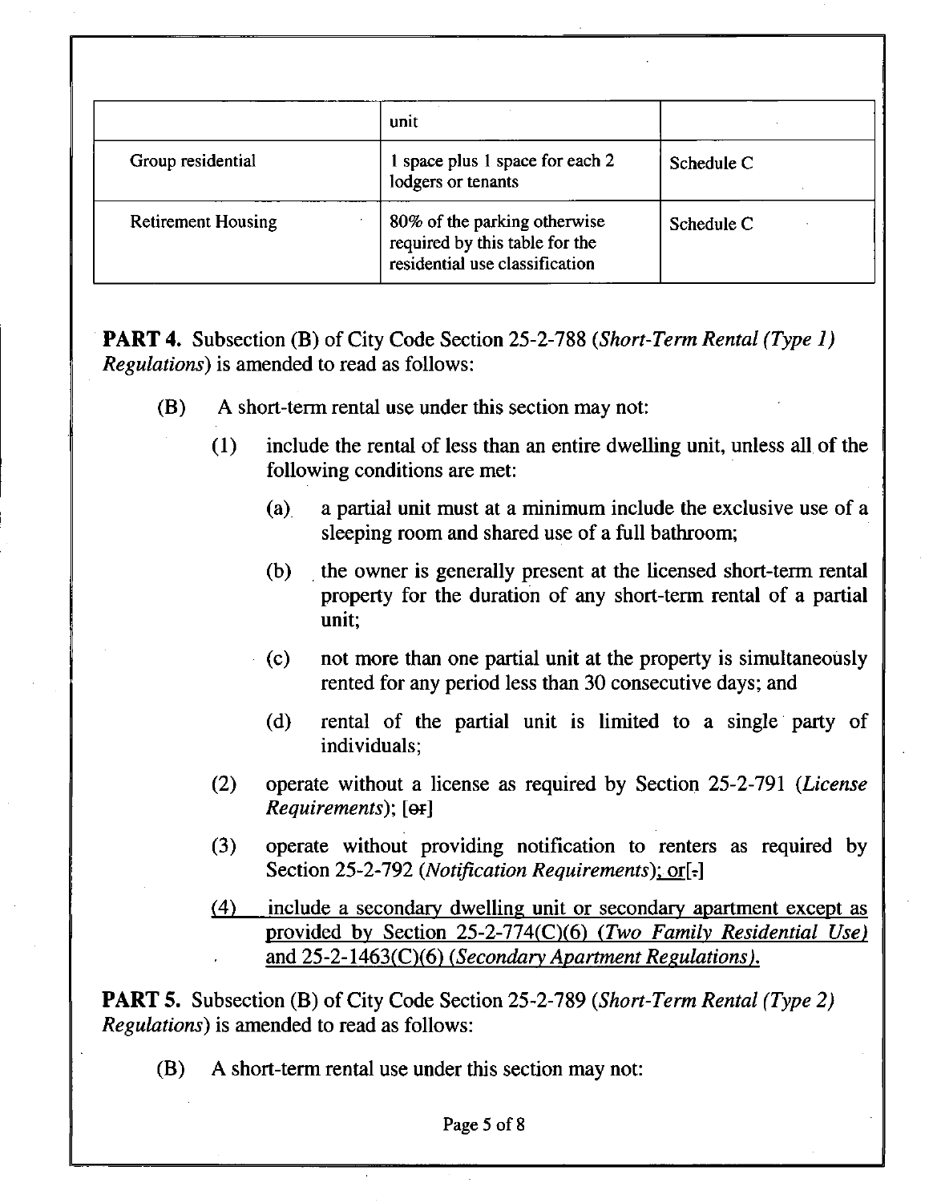|  | unit |  |
| --- | --- | --- |
| Group residential | 1 space plus 1 space for each 2 lodgers or tenants | Schedule C |
| Retirement Housing | 80% of the parking otherwise required by this table for the residential use classification | Schedule C |

**PART 4.** Subsection (B) of City Code Section 25-2-788 (*Short-Term Rental (Type 1) Regulations*) is amended to read as follows:

(B) A short-term rental use under this section may not:

(1) include the rental of less than an entire dwelling unit, unless all of the following conditions are met:

(a) a partial unit must at a minimum include the exclusive use of a sleeping room and shared use of a full bathroom;

(b) the owner is generally present at the licensed short-term rental property for the duration of any short-term rental of a partial unit;

(c) not more than one partial unit at the property is simultaneously rented for any period less than 30 consecutive days; and

(d) rental of the partial unit is limited to a single party of individuals;

(2) operate without a license as required by Section 25-2-791 (*License Requirements*); [~~or~~]

(3) operate without providing notification to renters as required by Section 25-2-792 (*Notification Requirements*)<u>; or</u>[~~.~~]

<u>(4) include a secondary dwelling unit or secondary apartment except as provided by Section 25-2-774(C)(6) (*Two Family Residential Use*) and 25-2-1463(C)(6) (*Secondary Apartment Regulations*).</u>

**PART 5.** Subsection (B) of City Code Section 25-2-789 (*Short-Term Rental (Type 2) Regulations*) is amended to read as follows:

(B) A short-term rental use under this section may not: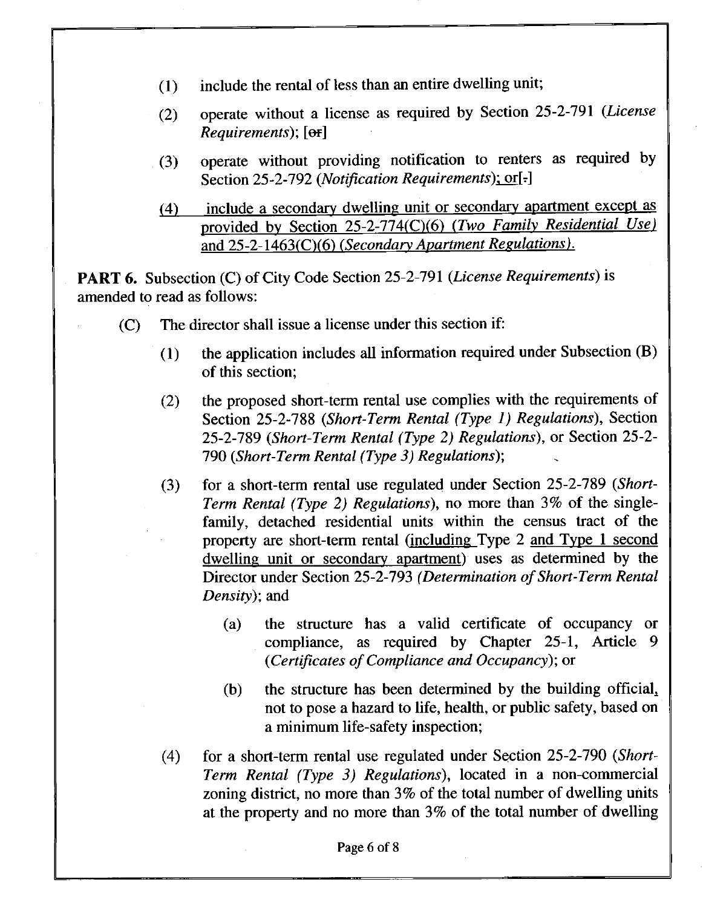(1) include the rental of less than an entire dwelling unit;

(2) operate without a license as required by Section 25-2-791 (*License Requirements*); [~~or~~]

(3) operate without providing notification to renters as required by Section 25-2-792 (*Notification Requirements*)<u>; or</u>[.]

<u>(4) include a secondary dwelling unit or secondary apartment except as provided by Section 25-2-774(C)(6) (*Two Family Residential Use*) and 25-2-1463(C)(6) (*Secondary Apartment Regulations*).</u>

**PART 6.** Subsection (C) of City Code Section 25-2-791 (*License Requirements*) is amended to read as follows:

(C) The director shall issue a license under this section if:

(1) the application includes all information required under Subsection (B) of this section;

(2) the proposed short-term rental use complies with the requirements of Section 25-2-788 (*Short-Term Rental (Type 1) Regulations*), Section 25-2-789 (*Short-Term Rental (Type 2) Regulations*), or Section 25-2-790 (*Short-Term Rental (Type 3) Regulations*);

(3) for a short-term rental use regulated under Section 25-2-789 (*Short-Term Rental (Type 2) Regulations*), no more than 3% of the single-family, detached residential units within the census tract of the property are short-term rental (<u>including</u> Type 2 <u>and Type 1 second dwelling unit or secondary apartment</u>) uses as determined by the Director under Section 25-2-793 (*Determination of Short-Term Rental Density*); and

(a) the structure has a valid certificate of occupancy or compliance, as required by Chapter 25-1, Article 9 (*Certificates of Compliance and Occupancy*); or

(b) the structure has been determined by the building official, not to pose a hazard to life, health, or public safety, based on a minimum life-safety inspection;

(4) for a short-term rental use regulated under Section 25-2-790 (*Short-Term Rental (Type 3) Regulations*), located in a non-commercial zoning district, no more than 3% of the total number of dwelling units at the property and no more than 3% of the total number of dwelling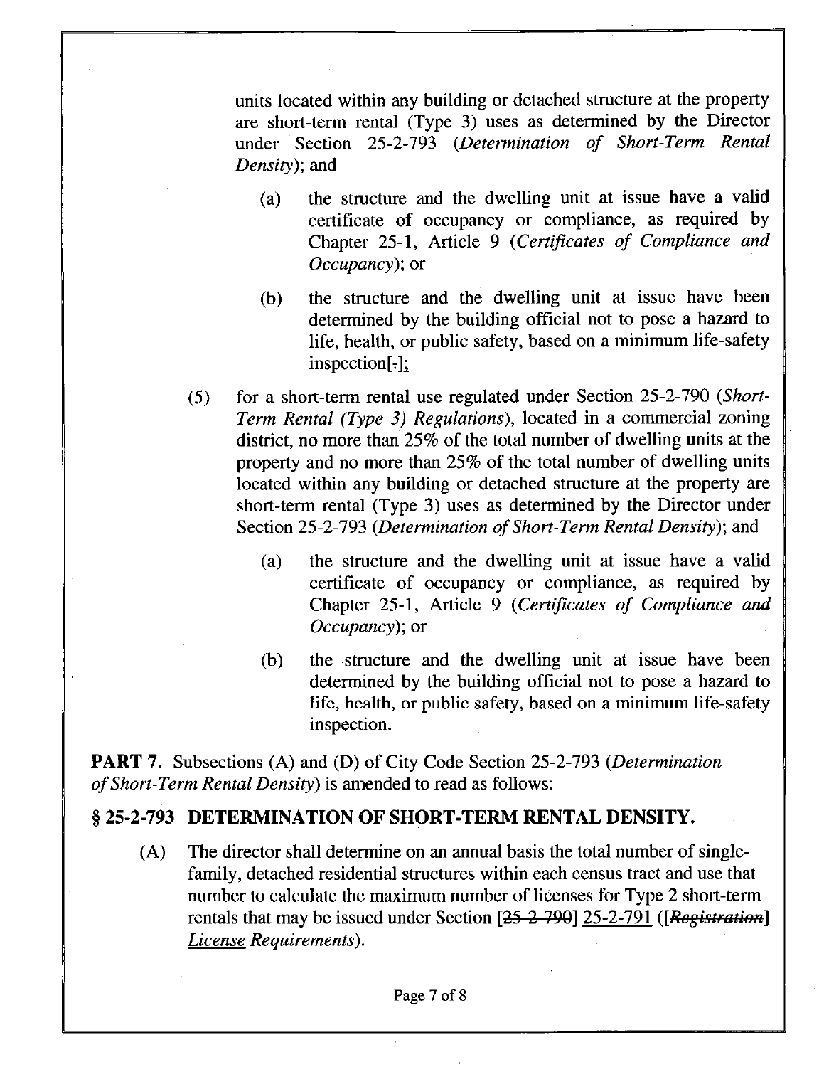units located within any building or detached structure at the property are short-term rental (Type 3) uses as determined by the Director under Section 25-2-793 (*Determination of Short-Term Rental Density*); and

(a) the structure and the dwelling unit at issue have a valid certificate of occupancy or compliance, as required by Chapter 25-1, Article 9 (*Certificates of Compliance and Occupancy*); or

(b) the structure and the dwelling unit at issue have been determined by the building official not to pose a hazard to life, health, or public safety, based on a minimum life-safety inspection[.]<u>;</u>

(5) for a short-term rental use regulated under Section 25-2-790 (*Short-Term Rental (Type 3) Regulations*), located in a commercial zoning district, no more than 25% of the total number of dwelling units at the property and no more than 25% of the total number of dwelling units located within any building or detached structure at the property are short-term rental (Type 3) uses as determined by the Director under Section 25-2-793 (*Determination of Short-Term Rental Density*); and

(a) the structure and the dwelling unit at issue have a valid certificate of occupancy or compliance, as required by Chapter 25-1, Article 9 (*Certificates of Compliance and Occupancy*); or

(b) the structure and the dwelling unit at issue have been determined by the building official not to pose a hazard to life, health, or public safety, based on a minimum life-safety inspection.

**PART 7.** Subsections (A) and (D) of City Code Section 25-2-793 (*Determination of Short-Term Rental Density*) is amended to read as follows:

## § 25-2-793 DETERMINATION OF SHORT-TERM RENTAL DENSITY.

(A) The director shall determine on an annual basis the total number of single-family, detached residential structures within each census tract and use that number to calculate the maximum number of licenses for Type 2 short-term rentals that may be issued under Section [~~25-2-790~~] <u>25-2-791</u> ([~~*Registration*~~] <u>*License*</u> *Requirements*).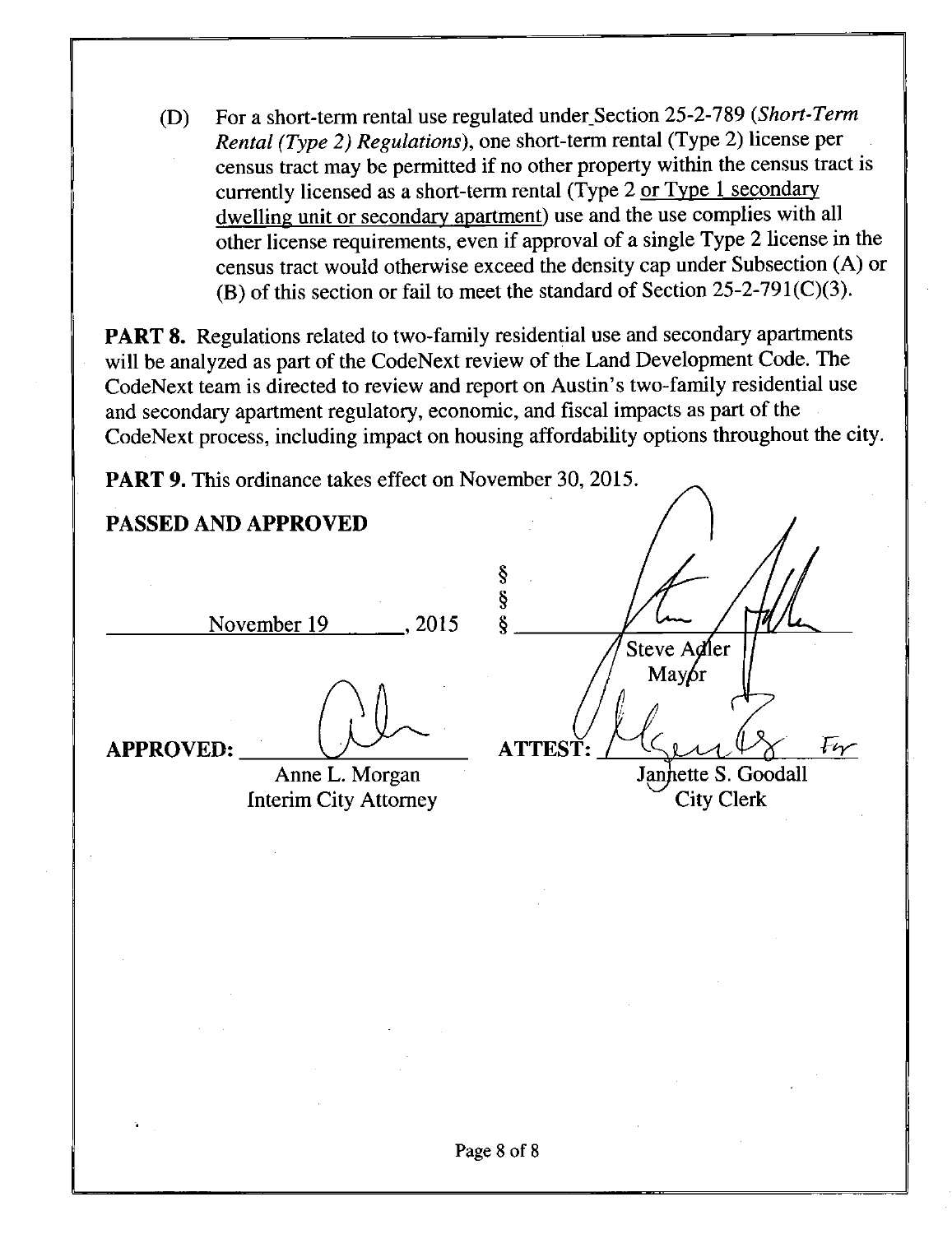(D) For a short-term rental use regulated under Section 25-2-789 (*Short-Term Rental (Type 2) Regulations*), one short-term rental (Type 2) license per census tract may be permitted if no other property within the census tract is currently licensed as a short-term rental (Type 2 <u>or Type 1 secondary dwelling unit or secondary apartment</u>) use and the use complies with all other license requirements, even if approval of a single Type 2 license in the census tract would otherwise exceed the density cap under Subsection (A) or (B) of this section or fail to meet the standard of Section 25-2-791(C)(3).

**PART 8.** Regulations related to two-family residential use and secondary apartments will be analyzed as part of the CodeNext review of the Land Development Code. The CodeNext team is directed to review and report on Austin's two-family residential use and secondary apartment regulatory, economic, and fiscal impacts as part of the CodeNext process, including impact on housing affordability options throughout the city.

**PART 9.** This ordinance takes effect on November 30, 2015.

**PASSED AND APPROVED**

November 19, 2015

§
§
§

Steve Adler
Mayor

**APPROVED:**

Anne L. Morgan
Interim City Attorney

**ATTEST:** For

Jannette S. Goodall
City Clerk